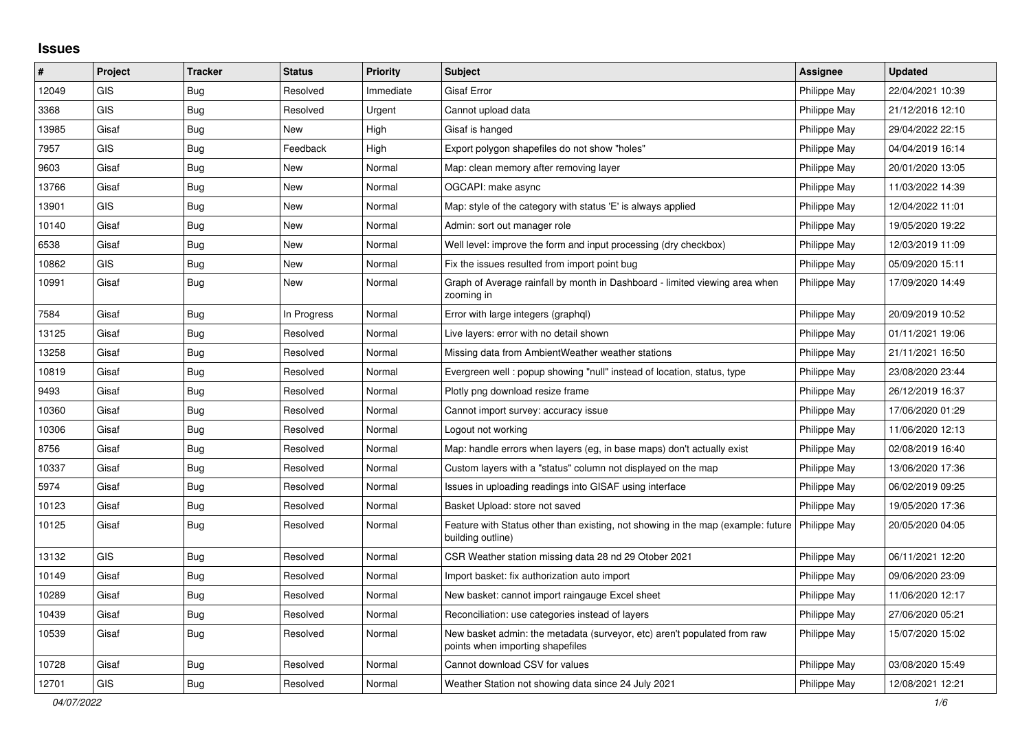## Issues

| # | Project | Tracker | Status | Priority | Subject | Assignee | Updated |
|---|---|---|---|---|---|---|---|
| 12049 | GIS | Bug | Resolved | Immediate | Gisaf Error | Philippe May | 22/04/2021 10:39 |
| 3368 | GIS | Bug | Resolved | Urgent | Cannot upload data | Philippe May | 21/12/2016 12:10 |
| 13985 | Gisaf | Bug | New | High | Gisaf is hanged | Philippe May | 29/04/2022 22:15 |
| 7957 | GIS | Bug | Feedback | High | Export polygon shapefiles do not show "holes" | Philippe May | 04/04/2019 16:14 |
| 9603 | Gisaf | Bug | New | Normal | Map: clean memory after removing layer | Philippe May | 20/01/2020 13:05 |
| 13766 | Gisaf | Bug | New | Normal | OGCAPI: make async | Philippe May | 11/03/2022 14:39 |
| 13901 | GIS | Bug | New | Normal | Map: style of the category with status 'E' is always applied | Philippe May | 12/04/2022 11:01 |
| 10140 | Gisaf | Bug | New | Normal | Admin: sort out manager role | Philippe May | 19/05/2020 19:22 |
| 6538 | Gisaf | Bug | New | Normal | Well level: improve the form and input processing (dry checkbox) | Philippe May | 12/03/2019 11:09 |
| 10862 | GIS | Bug | New | Normal | Fix the issues resulted from import point bug | Philippe May | 05/09/2020 15:11 |
| 10991 | Gisaf | Bug | New | Normal | Graph of Average rainfall by month in Dashboard - limited viewing area when zooming in | Philippe May | 17/09/2020 14:49 |
| 7584 | Gisaf | Bug | In Progress | Normal | Error with large integers (graphql) | Philippe May | 20/09/2019 10:52 |
| 13125 | Gisaf | Bug | Resolved | Normal | Live layers: error with no detail shown | Philippe May | 01/11/2021 19:06 |
| 13258 | Gisaf | Bug | Resolved | Normal | Missing data from AmbientWeather weather stations | Philippe May | 21/11/2021 16:50 |
| 10819 | Gisaf | Bug | Resolved | Normal | Evergreen well : popup showing "null" instead of location, status, type | Philippe May | 23/08/2020 23:44 |
| 9493 | Gisaf | Bug | Resolved | Normal | Plotly png download resize frame | Philippe May | 26/12/2019 16:37 |
| 10360 | Gisaf | Bug | Resolved | Normal | Cannot import survey: accuracy issue | Philippe May | 17/06/2020 01:29 |
| 10306 | Gisaf | Bug | Resolved | Normal | Logout not working | Philippe May | 11/06/2020 12:13 |
| 8756 | Gisaf | Bug | Resolved | Normal | Map: handle errors when layers (eg, in base maps) don't actually exist | Philippe May | 02/08/2019 16:40 |
| 10337 | Gisaf | Bug | Resolved | Normal | Custom layers with a "status" column not displayed on the map | Philippe May | 13/06/2020 17:36 |
| 5974 | Gisaf | Bug | Resolved | Normal | Issues in uploading readings into GISAF using interface | Philippe May | 06/02/2019 09:25 |
| 10123 | Gisaf | Bug | Resolved | Normal | Basket Upload: store not saved | Philippe May | 19/05/2020 17:36 |
| 10125 | Gisaf | Bug | Resolved | Normal | Feature with Status other than existing, not showing in the map (example: future building outline) | Philippe May | 20/05/2020 04:05 |
| 13132 | GIS | Bug | Resolved | Normal | CSR Weather station missing data 28 nd 29 Otober 2021 | Philippe May | 06/11/2021 12:20 |
| 10149 | Gisaf | Bug | Resolved | Normal | Import basket: fix authorization auto import | Philippe May | 09/06/2020 23:09 |
| 10289 | Gisaf | Bug | Resolved | Normal | New basket: cannot import raingauge Excel sheet | Philippe May | 11/06/2020 12:17 |
| 10439 | Gisaf | Bug | Resolved | Normal | Reconciliation: use categories instead of layers | Philippe May | 27/06/2020 05:21 |
| 10539 | Gisaf | Bug | Resolved | Normal | New basket admin: the metadata (surveyor, etc) aren't populated from raw points when importing shapefiles | Philippe May | 15/07/2020 15:02 |
| 10728 | Gisaf | Bug | Resolved | Normal | Cannot download CSV for values | Philippe May | 03/08/2020 15:49 |
| 12701 | GIS | Bug | Resolved | Normal | Weather Station not showing data since 24 July 2021 | Philippe May | 12/08/2021 12:21 |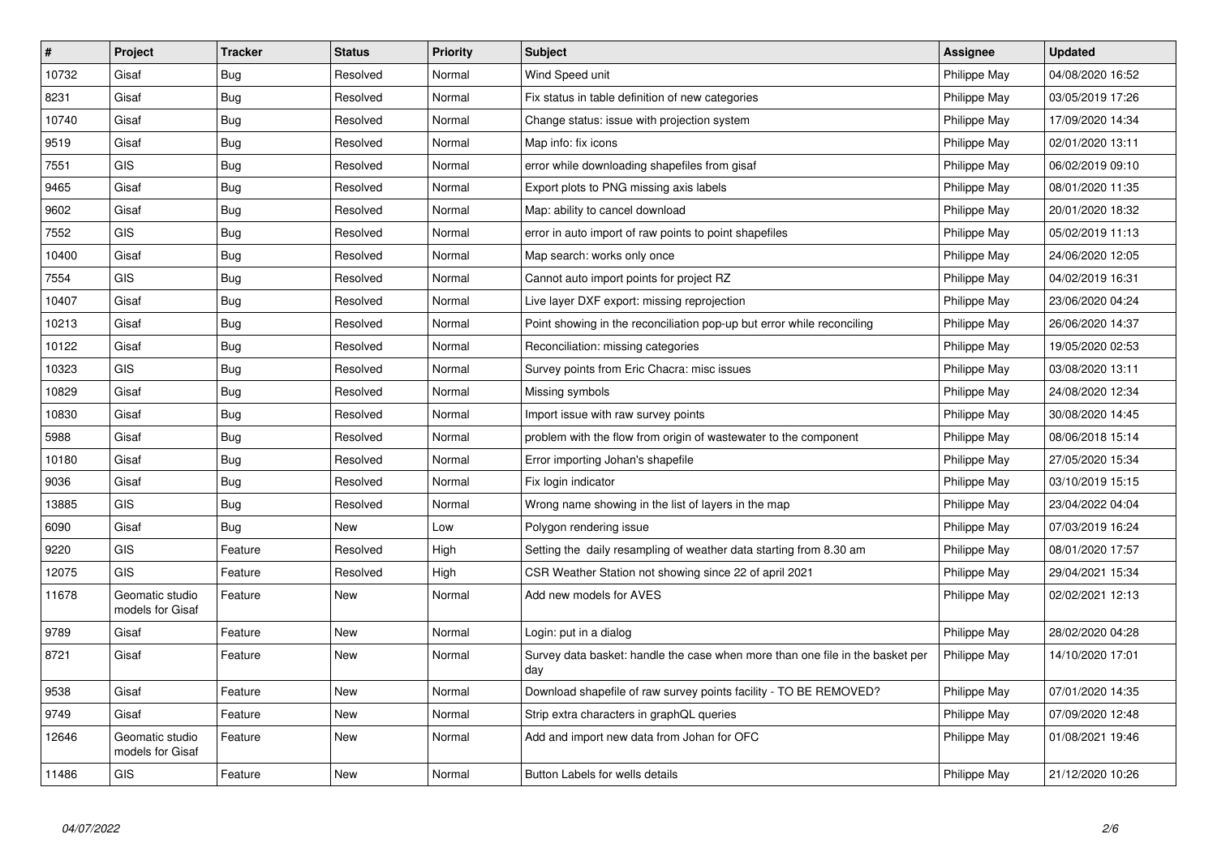| # | Project | Tracker | Status | Priority | Subject | Assignee | Updated |
|---|---|---|---|---|---|---|---|
| 10732 | Gisaf | Bug | Resolved | Normal | Wind Speed unit | Philippe May | 04/08/2020 16:52 |
| 8231 | Gisaf | Bug | Resolved | Normal | Fix status in table definition of new categories | Philippe May | 03/05/2019 17:26 |
| 10740 | Gisaf | Bug | Resolved | Normal | Change status: issue with projection system | Philippe May | 17/09/2020 14:34 |
| 9519 | Gisaf | Bug | Resolved | Normal | Map info: fix icons | Philippe May | 02/01/2020 13:11 |
| 7551 | GIS | Bug | Resolved | Normal | error while downloading shapefiles from gisaf | Philippe May | 06/02/2019 09:10 |
| 9465 | Gisaf | Bug | Resolved | Normal | Export plots to PNG missing axis labels | Philippe May | 08/01/2020 11:35 |
| 9602 | Gisaf | Bug | Resolved | Normal | Map: ability to cancel download | Philippe May | 20/01/2020 18:32 |
| 7552 | GIS | Bug | Resolved | Normal | error in auto import of raw points to point shapefiles | Philippe May | 05/02/2019 11:13 |
| 10400 | Gisaf | Bug | Resolved | Normal | Map search: works only once | Philippe May | 24/06/2020 12:05 |
| 7554 | GIS | Bug | Resolved | Normal | Cannot auto import points for project RZ | Philippe May | 04/02/2019 16:31 |
| 10407 | Gisaf | Bug | Resolved | Normal | Live layer DXF export: missing reprojection | Philippe May | 23/06/2020 04:24 |
| 10213 | Gisaf | Bug | Resolved | Normal | Point showing in the reconciliation pop-up but error while reconciling | Philippe May | 26/06/2020 14:37 |
| 10122 | Gisaf | Bug | Resolved | Normal | Reconciliation: missing categories | Philippe May | 19/05/2020 02:53 |
| 10323 | GIS | Bug | Resolved | Normal | Survey points from Eric Chacra: misc issues | Philippe May | 03/08/2020 13:11 |
| 10829 | Gisaf | Bug | Resolved | Normal | Missing symbols | Philippe May | 24/08/2020 12:34 |
| 10830 | Gisaf | Bug | Resolved | Normal | Import issue with raw survey points | Philippe May | 30/08/2020 14:45 |
| 5988 | Gisaf | Bug | Resolved | Normal | problem with the flow from origin of wastewater to the component | Philippe May | 08/06/2018 15:14 |
| 10180 | Gisaf | Bug | Resolved | Normal | Error importing Johan's shapefile | Philippe May | 27/05/2020 15:34 |
| 9036 | Gisaf | Bug | Resolved | Normal | Fix login indicator | Philippe May | 03/10/2019 15:15 |
| 13885 | GIS | Bug | Resolved | Normal | Wrong name showing in the list of layers in the map | Philippe May | 23/04/2022 04:04 |
| 6090 | Gisaf | Bug | New | Low | Polygon rendering issue | Philippe May | 07/03/2019 16:24 |
| 9220 | GIS | Feature | Resolved | High | Setting the daily resampling of weather data starting from 8.30 am | Philippe May | 08/01/2020 17:57 |
| 12075 | GIS | Feature | Resolved | High | CSR Weather Station not showing since 22 of april 2021 | Philippe May | 29/04/2021 15:34 |
| 11678 | Geomatic studio models for Gisaf | Feature | New | Normal | Add new models for AVES | Philippe May | 02/02/2021 12:13 |
| 9789 | Gisaf | Feature | New | Normal | Login: put in a dialog | Philippe May | 28/02/2020 04:28 |
| 8721 | Gisaf | Feature | New | Normal | Survey data basket: handle the case when more than one file in the basket per day | Philippe May | 14/10/2020 17:01 |
| 9538 | Gisaf | Feature | New | Normal | Download shapefile of raw survey points facility - TO BE REMOVED? | Philippe May | 07/01/2020 14:35 |
| 9749 | Gisaf | Feature | New | Normal | Strip extra characters in graphQL queries | Philippe May | 07/09/2020 12:48 |
| 12646 | Geomatic studio models for Gisaf | Feature | New | Normal | Add and import new data from Johan for OFC | Philippe May | 01/08/2021 19:46 |
| 11486 | GIS | Feature | New | Normal | Button Labels for wells details | Philippe May | 21/12/2020 10:26 |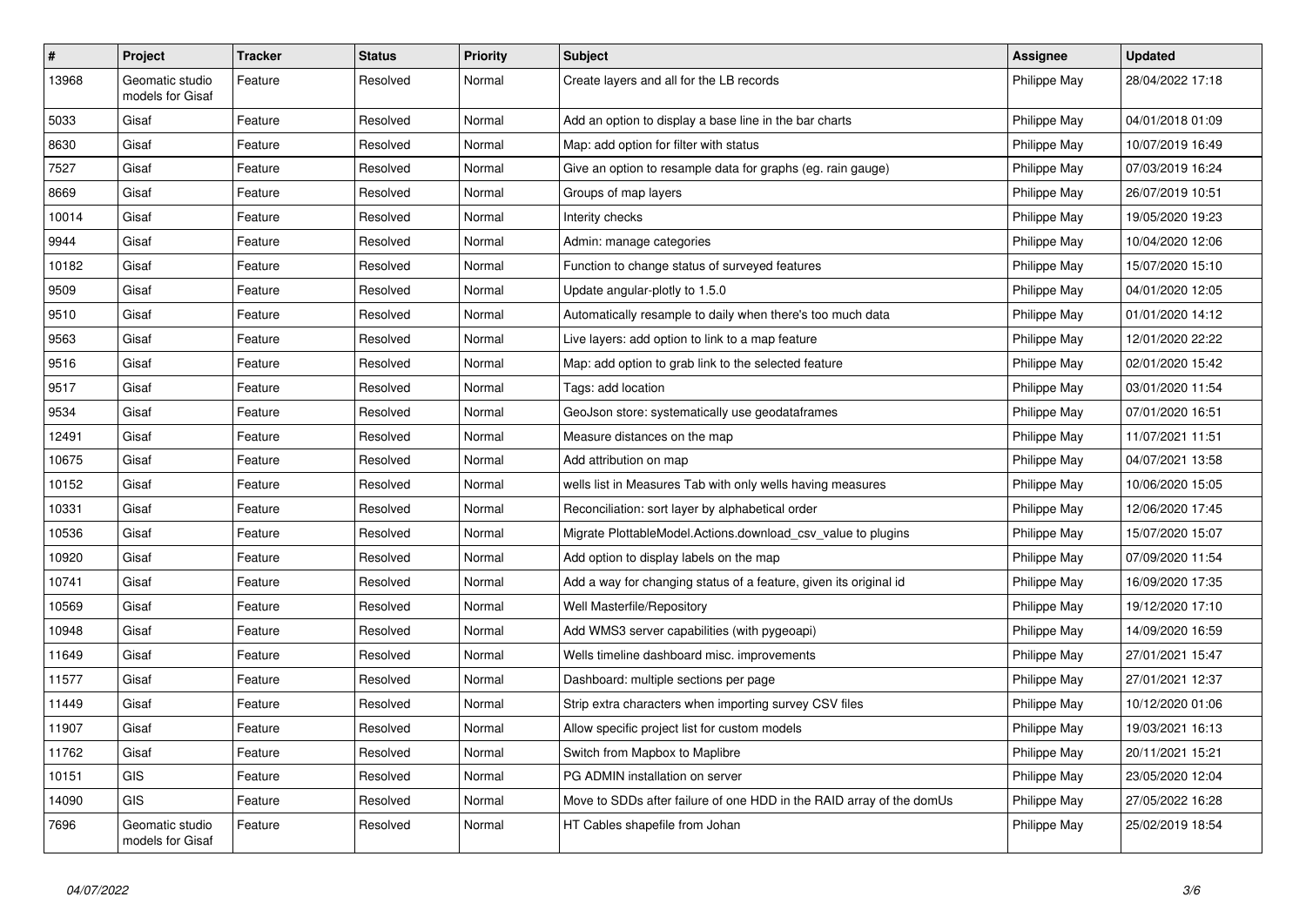| # | Project | Tracker | Status | Priority | Subject | Assignee | Updated |
|---|---|---|---|---|---|---|---|
| 13968 | Geomatic studio models for Gisaf | Feature | Resolved | Normal | Create layers and all for the LB records | Philippe May | 28/04/2022 17:18 |
| 5033 | Gisaf | Feature | Resolved | Normal | Add an option to display a base line in the bar charts | Philippe May | 04/01/2018 01:09 |
| 8630 | Gisaf | Feature | Resolved | Normal | Map: add option for filter with status | Philippe May | 10/07/2019 16:49 |
| 7527 | Gisaf | Feature | Resolved | Normal | Give an option to resample data for graphs (eg. rain gauge) | Philippe May | 07/03/2019 16:24 |
| 8669 | Gisaf | Feature | Resolved | Normal | Groups of map layers | Philippe May | 26/07/2019 10:51 |
| 10014 | Gisaf | Feature | Resolved | Normal | Interity checks | Philippe May | 19/05/2020 19:23 |
| 9944 | Gisaf | Feature | Resolved | Normal | Admin: manage categories | Philippe May | 10/04/2020 12:06 |
| 10182 | Gisaf | Feature | Resolved | Normal | Function to change status of surveyed features | Philippe May | 15/07/2020 15:10 |
| 9509 | Gisaf | Feature | Resolved | Normal | Update angular-plotly to 1.5.0 | Philippe May | 04/01/2020 12:05 |
| 9510 | Gisaf | Feature | Resolved | Normal | Automatically resample to daily when there's too much data | Philippe May | 01/01/2020 14:12 |
| 9563 | Gisaf | Feature | Resolved | Normal | Live layers: add option to link to a map feature | Philippe May | 12/01/2020 22:22 |
| 9516 | Gisaf | Feature | Resolved | Normal | Map: add option to grab link to the selected feature | Philippe May | 02/01/2020 15:42 |
| 9517 | Gisaf | Feature | Resolved | Normal | Tags: add location | Philippe May | 03/01/2020 11:54 |
| 9534 | Gisaf | Feature | Resolved | Normal | GeoJson store: systematically use geodataframes | Philippe May | 07/01/2020 16:51 |
| 12491 | Gisaf | Feature | Resolved | Normal | Measure distances on the map | Philippe May | 11/07/2021 11:51 |
| 10675 | Gisaf | Feature | Resolved | Normal | Add attribution on map | Philippe May | 04/07/2021 13:58 |
| 10152 | Gisaf | Feature | Resolved | Normal | wells list in Measures Tab with only wells having measures | Philippe May | 10/06/2020 15:05 |
| 10331 | Gisaf | Feature | Resolved | Normal | Reconciliation: sort layer by alphabetical order | Philippe May | 12/06/2020 17:45 |
| 10536 | Gisaf | Feature | Resolved | Normal | Migrate PlottableModel.Actions.download_csv_value to plugins | Philippe May | 15/07/2020 15:07 |
| 10920 | Gisaf | Feature | Resolved | Normal | Add option to display labels on the map | Philippe May | 07/09/2020 11:54 |
| 10741 | Gisaf | Feature | Resolved | Normal | Add a way for changing status of a feature, given its original id | Philippe May | 16/09/2020 17:35 |
| 10569 | Gisaf | Feature | Resolved | Normal | Well Masterfile/Repository | Philippe May | 19/12/2020 17:10 |
| 10948 | Gisaf | Feature | Resolved | Normal | Add WMS3 server capabilities (with pygeoapi) | Philippe May | 14/09/2020 16:59 |
| 11649 | Gisaf | Feature | Resolved | Normal | Wells timeline dashboard misc. improvements | Philippe May | 27/01/2021 15:47 |
| 11577 | Gisaf | Feature | Resolved | Normal | Dashboard: multiple sections per page | Philippe May | 27/01/2021 12:37 |
| 11449 | Gisaf | Feature | Resolved | Normal | Strip extra characters when importing survey CSV files | Philippe May | 10/12/2020 01:06 |
| 11907 | Gisaf | Feature | Resolved | Normal | Allow specific project list for custom models | Philippe May | 19/03/2021 16:13 |
| 11762 | Gisaf | Feature | Resolved | Normal | Switch from Mapbox to Maplibre | Philippe May | 20/11/2021 15:21 |
| 10151 | GIS | Feature | Resolved | Normal | PG ADMIN installation on server | Philippe May | 23/05/2020 12:04 |
| 14090 | GIS | Feature | Resolved | Normal | Move to SDDs after failure of one HDD in the RAID array of the domUs | Philippe May | 27/05/2022 16:28 |
| 7696 | Geomatic studio models for Gisaf | Feature | Resolved | Normal | HT Cables shapefile from Johan | Philippe May | 25/02/2019 18:54 |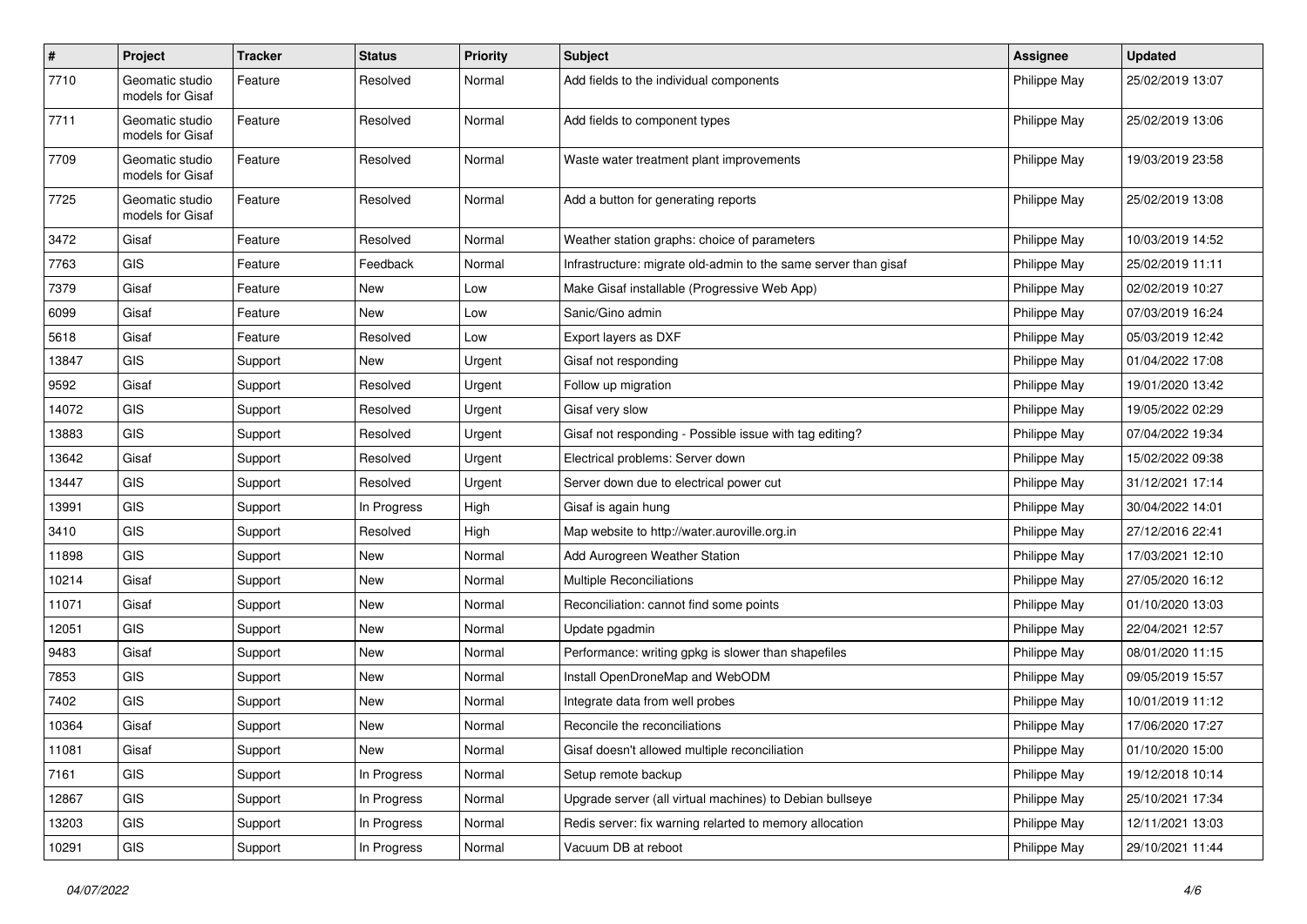| # | Project | Tracker | Status | Priority | Subject | Assignee | Updated |
|---|---|---|---|---|---|---|---|
| 7710 | Geomatic studio models for Gisaf | Feature | Resolved | Normal | Add fields to the individual components | Philippe May | 25/02/2019 13:07 |
| 7711 | Geomatic studio models for Gisaf | Feature | Resolved | Normal | Add fields to component types | Philippe May | 25/02/2019 13:06 |
| 7709 | Geomatic studio models for Gisaf | Feature | Resolved | Normal | Waste water treatment plant improvements | Philippe May | 19/03/2019 23:58 |
| 7725 | Geomatic studio models for Gisaf | Feature | Resolved | Normal | Add a button for generating reports | Philippe May | 25/02/2019 13:08 |
| 3472 | Gisaf | Feature | Resolved | Normal | Weather station graphs: choice of parameters | Philippe May | 10/03/2019 14:52 |
| 7763 | GIS | Feature | Feedback | Normal | Infrastructure: migrate old-admin to the same server than gisaf | Philippe May | 25/02/2019 11:11 |
| 7379 | Gisaf | Feature | New | Low | Make Gisaf installable (Progressive Web App) | Philippe May | 02/02/2019 10:27 |
| 6099 | Gisaf | Feature | New | Low | Sanic/Gino admin | Philippe May | 07/03/2019 16:24 |
| 5618 | Gisaf | Feature | Resolved | Low | Export layers as DXF | Philippe May | 05/03/2019 12:42 |
| 13847 | GIS | Support | New | Urgent | Gisaf not responding | Philippe May | 01/04/2022 17:08 |
| 9592 | Gisaf | Support | Resolved | Urgent | Follow up migration | Philippe May | 19/01/2020 13:42 |
| 14072 | GIS | Support | Resolved | Urgent | Gisaf very slow | Philippe May | 19/05/2022 02:29 |
| 13883 | GIS | Support | Resolved | Urgent | Gisaf not responding - Possible issue with tag editing? | Philippe May | 07/04/2022 19:34 |
| 13642 | Gisaf | Support | Resolved | Urgent | Electrical problems: Server down | Philippe May | 15/02/2022 09:38 |
| 13447 | GIS | Support | Resolved | Urgent | Server down due to electrical power cut | Philippe May | 31/12/2021 17:14 |
| 13991 | GIS | Support | In Progress | High | Gisaf is again hung | Philippe May | 30/04/2022 14:01 |
| 3410 | GIS | Support | Resolved | High | Map website to http://water.auroville.org.in | Philippe May | 27/12/2016 22:41 |
| 11898 | GIS | Support | New | Normal | Add Aurogreen Weather Station | Philippe May | 17/03/2021 12:10 |
| 10214 | Gisaf | Support | New | Normal | Multiple Reconciliations | Philippe May | 27/05/2020 16:12 |
| 11071 | Gisaf | Support | New | Normal | Reconciliation: cannot find some points | Philippe May | 01/10/2020 13:03 |
| 12051 | GIS | Support | New | Normal | Update pgadmin | Philippe May | 22/04/2021 12:57 |
| 9483 | Gisaf | Support | New | Normal | Performance: writing gpkg is slower than shapefiles | Philippe May | 08/01/2020 11:15 |
| 7853 | GIS | Support | New | Normal | Install OpenDroneMap and WebODM | Philippe May | 09/05/2019 15:57 |
| 7402 | GIS | Support | New | Normal | Integrate data from well probes | Philippe May | 10/01/2019 11:12 |
| 10364 | Gisaf | Support | New | Normal | Reconcile the reconciliations | Philippe May | 17/06/2020 17:27 |
| 11081 | Gisaf | Support | New | Normal | Gisaf doesn't allowed multiple reconciliation | Philippe May | 01/10/2020 15:00 |
| 7161 | GIS | Support | In Progress | Normal | Setup remote backup | Philippe May | 19/12/2018 10:14 |
| 12867 | GIS | Support | In Progress | Normal | Upgrade server (all virtual machines) to Debian bullseye | Philippe May | 25/10/2021 17:34 |
| 13203 | GIS | Support | In Progress | Normal | Redis server: fix warning relarted to memory allocation | Philippe May | 12/11/2021 13:03 |
| 10291 | GIS | Support | In Progress | Normal | Vacuum DB at reboot | Philippe May | 29/10/2021 11:44 |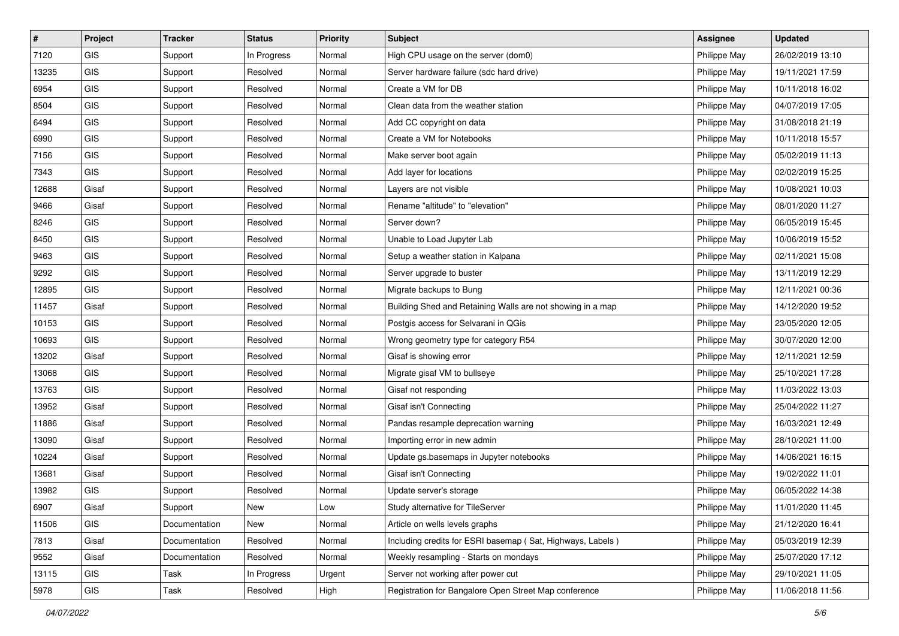| # | Project | Tracker | Status | Priority | Subject | Assignee | Updated |
|---|---|---|---|---|---|---|---|
| 7120 | GIS | Support | In Progress | Normal | High CPU usage on the server (dom0) | Philippe May | 26/02/2019 13:10 |
| 13235 | GIS | Support | Resolved | Normal | Server hardware failure (sdc hard drive) | Philippe May | 19/11/2021 17:59 |
| 6954 | GIS | Support | Resolved | Normal | Create a VM for DB | Philippe May | 10/11/2018 16:02 |
| 8504 | GIS | Support | Resolved | Normal | Clean data from the weather station | Philippe May | 04/07/2019 17:05 |
| 6494 | GIS | Support | Resolved | Normal | Add CC copyright on data | Philippe May | 31/08/2018 21:19 |
| 6990 | GIS | Support | Resolved | Normal | Create a VM for Notebooks | Philippe May | 10/11/2018 15:57 |
| 7156 | GIS | Support | Resolved | Normal | Make server boot again | Philippe May | 05/02/2019 11:13 |
| 7343 | GIS | Support | Resolved | Normal | Add layer for locations | Philippe May | 02/02/2019 15:25 |
| 12688 | Gisaf | Support | Resolved | Normal | Layers are not visible | Philippe May | 10/08/2021 10:03 |
| 9466 | Gisaf | Support | Resolved | Normal | Rename "altitude" to "elevation" | Philippe May | 08/01/2020 11:27 |
| 8246 | GIS | Support | Resolved | Normal | Server down? | Philippe May | 06/05/2019 15:45 |
| 8450 | GIS | Support | Resolved | Normal | Unable to Load Jupyter Lab | Philippe May | 10/06/2019 15:52 |
| 9463 | GIS | Support | Resolved | Normal | Setup a weather station in Kalpana | Philippe May | 02/11/2021 15:08 |
| 9292 | GIS | Support | Resolved | Normal | Server upgrade to buster | Philippe May | 13/11/2019 12:29 |
| 12895 | GIS | Support | Resolved | Normal | Migrate backups to Bung | Philippe May | 12/11/2021 00:36 |
| 11457 | Gisaf | Support | Resolved | Normal | Building Shed and Retaining Walls are not showing in a map | Philippe May | 14/12/2020 19:52 |
| 10153 | GIS | Support | Resolved | Normal | Postgis access for Selvarani in QGis | Philippe May | 23/05/2020 12:05 |
| 10693 | GIS | Support | Resolved | Normal | Wrong geometry type for category R54 | Philippe May | 30/07/2020 12:00 |
| 13202 | Gisaf | Support | Resolved | Normal | Gisaf is showing error | Philippe May | 12/11/2021 12:59 |
| 13068 | GIS | Support | Resolved | Normal | Migrate gisaf VM to bullseye | Philippe May | 25/10/2021 17:28 |
| 13763 | GIS | Support | Resolved | Normal | Gisaf not responding | Philippe May | 11/03/2022 13:03 |
| 13952 | Gisaf | Support | Resolved | Normal | Gisaf isn't Connecting | Philippe May | 25/04/2022 11:27 |
| 11886 | Gisaf | Support | Resolved | Normal | Pandas resample deprecation warning | Philippe May | 16/03/2021 12:49 |
| 13090 | Gisaf | Support | Resolved | Normal | Importing error in new admin | Philippe May | 28/10/2021 11:00 |
| 10224 | Gisaf | Support | Resolved | Normal | Update gs.basemaps in Jupyter notebooks | Philippe May | 14/06/2021 16:15 |
| 13681 | Gisaf | Support | Resolved | Normal | Gisaf isn't Connecting | Philippe May | 19/02/2022 11:01 |
| 13982 | GIS | Support | Resolved | Normal | Update server's storage | Philippe May | 06/05/2022 14:38 |
| 6907 | Gisaf | Support | New | Low | Study alternative for TileServer | Philippe May | 11/01/2020 11:45 |
| 11506 | GIS | Documentation | New | Normal | Article on wells levels graphs | Philippe May | 21/12/2020 16:41 |
| 7813 | Gisaf | Documentation | Resolved | Normal | Including credits for ESRI basemap ( Sat, Highways, Labels ) | Philippe May | 05/03/2019 12:39 |
| 9552 | Gisaf | Documentation | Resolved | Normal | Weekly resampling - Starts on mondays | Philippe May | 25/07/2020 17:12 |
| 13115 | GIS | Task | In Progress | Urgent | Server not working after power cut | Philippe May | 29/10/2021 11:05 |
| 5978 | GIS | Task | Resolved | High | Registration for Bangalore Open Street Map conference | Philippe May | 11/06/2018 11:56 |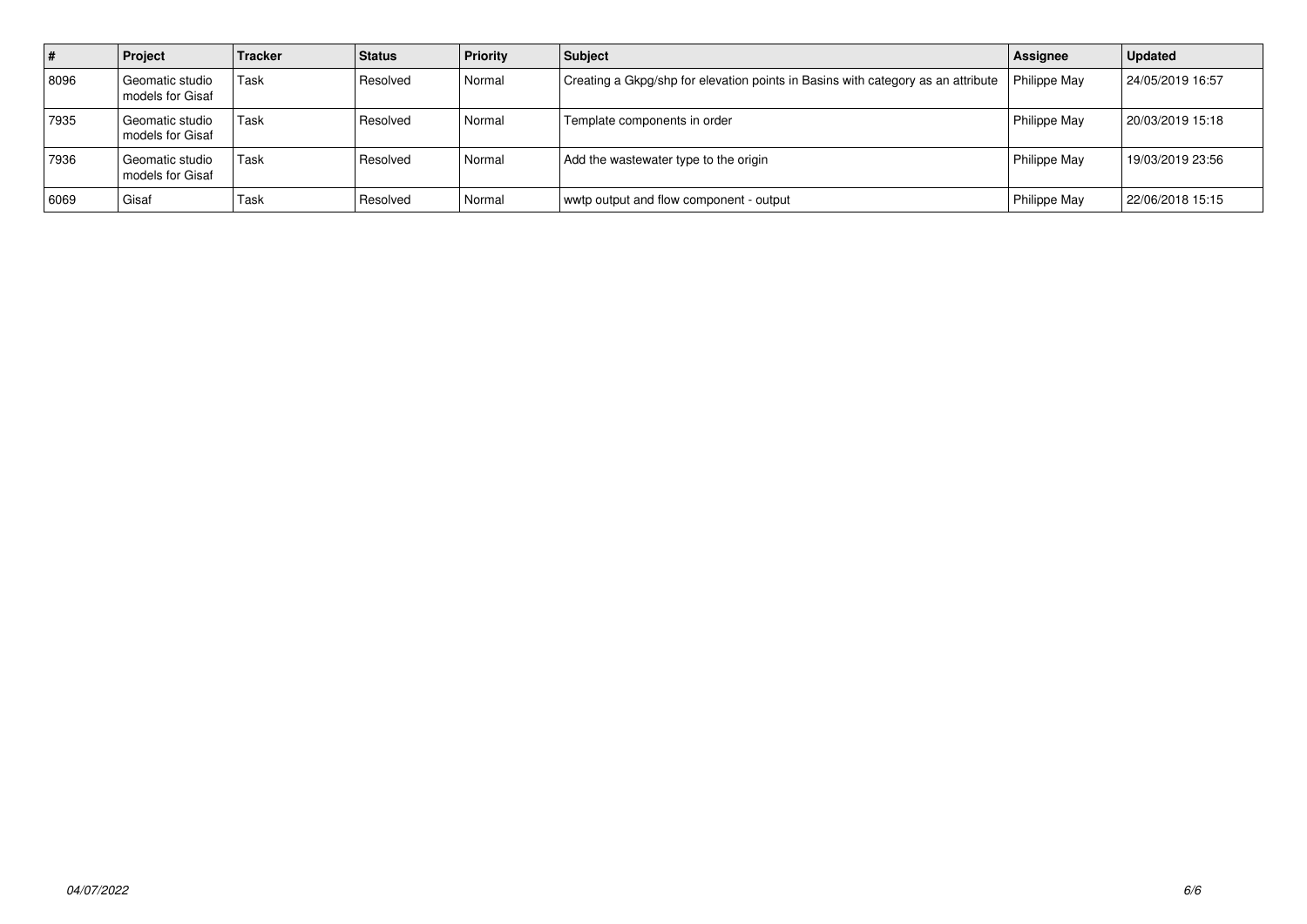| # | Project | Tracker | Status | Priority | Subject | Assignee | Updated |
|---|---|---|---|---|---|---|---|
| 8096 | Geomatic studio models for Gisaf | Task | Resolved | Normal | Creating a Gkpg/shp for elevation points in Basins with category as an attribute | Philippe May | 24/05/2019 16:57 |
| 7935 | Geomatic studio models for Gisaf | Task | Resolved | Normal | Template components in order | Philippe May | 20/03/2019 15:18 |
| 7936 | Geomatic studio models for Gisaf | Task | Resolved | Normal | Add the wastewater type to the origin | Philippe May | 19/03/2019 23:56 |
| 6069 | Gisaf | Task | Resolved | Normal | wwtp output and flow component - output | Philippe May | 22/06/2018 15:15 |

*04/07/2022*